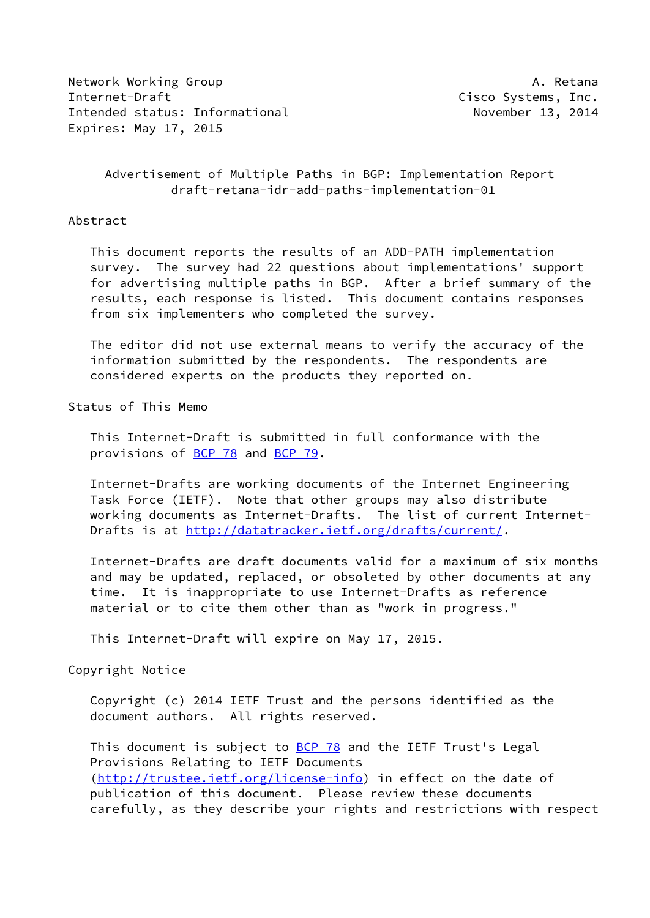Network Working Group A. Retana
Internet-Draft Cisco Systems, Inc.
Intended status: Informational November 13, 2014
Expires: May 17, 2015

# Advertisement of Multiple Paths in BGP: Implementation Report
draft-retana-idr-add-paths-implementation-01

## Abstract

This document reports the results of an ADD-PATH implementation survey. The survey had 22 questions about implementations' support for advertising multiple paths in BGP. After a brief summary of the results, each response is listed. This document contains responses from six implementers who completed the survey.

The editor did not use external means to verify the accuracy of the information submitted by the respondents. The respondents are considered experts on the products they reported on.

## Status of This Memo

This Internet-Draft is submitted in full conformance with the provisions of BCP 78 and BCP 79.

Internet-Drafts are working documents of the Internet Engineering Task Force (IETF). Note that other groups may also distribute working documents as Internet-Drafts. The list of current Internet-Drafts is at http://datatracker.ietf.org/drafts/current/.

Internet-Drafts are draft documents valid for a maximum of six months and may be updated, replaced, or obsoleted by other documents at any time. It is inappropriate to use Internet-Drafts as reference material or to cite them other than as "work in progress."

This Internet-Draft will expire on May 17, 2015.

## Copyright Notice

Copyright (c) 2014 IETF Trust and the persons identified as the document authors. All rights reserved.

This document is subject to BCP 78 and the IETF Trust's Legal Provisions Relating to IETF Documents (http://trustee.ietf.org/license-info) in effect on the date of publication of this document. Please review these documents carefully, as they describe your rights and restrictions with respect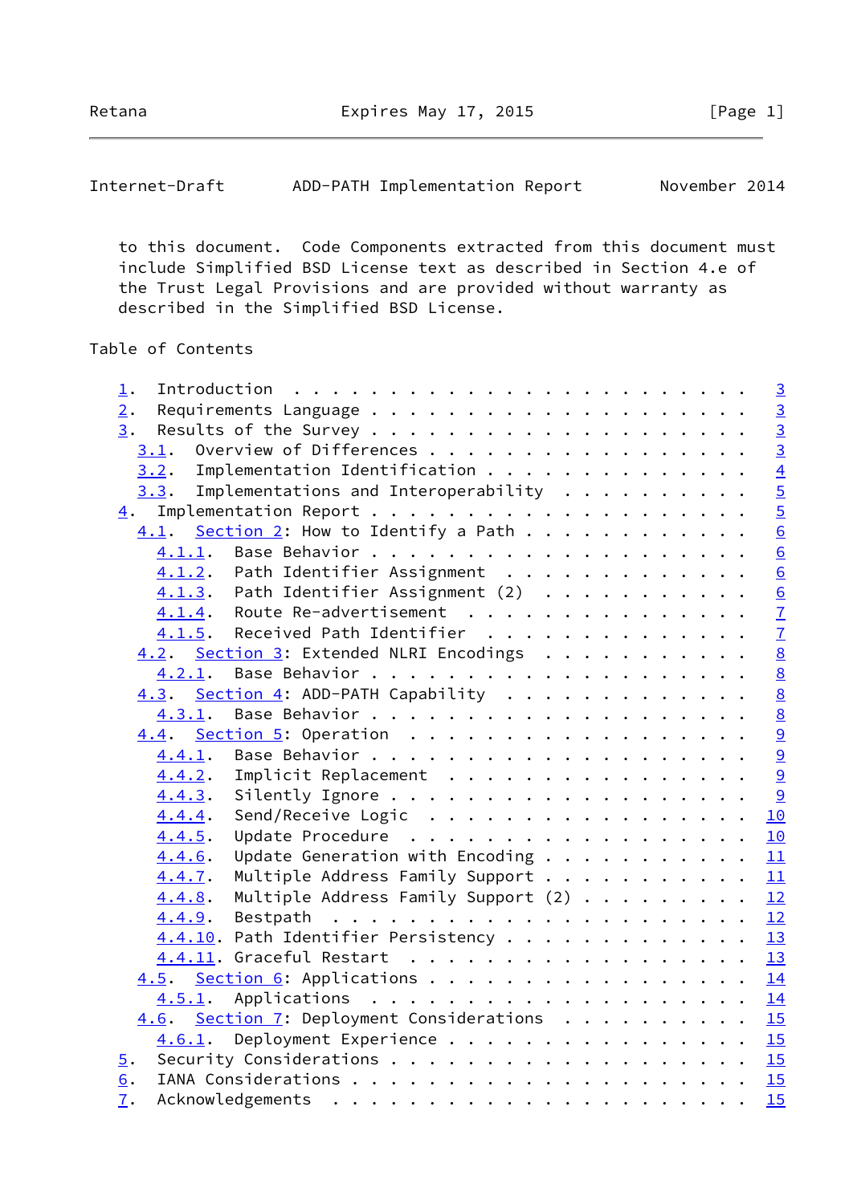to this document. Code Components extracted from this document must include Simplified BSD License text as described in Section 4.e of the Trust Legal Provisions and are provided without warranty as described in the Simplified BSD License.

Table of Contents

```
   1.  Introduction  . . . . . . . . . . . . . . . . . . . . . . . .   3
   2.  Requirements Language . . . . . . . . . . . . . . . . . . . .   3
   3.  Results of the Survey . . . . . . . . . . . . . . . . . . . .   3
     3.1.  Overview of Differences . . . . . . . . . . . . . . . . .   3
     3.2.  Implementation Identification . . . . . . . . . . . . . .   4
     3.3.  Implementations and Interoperability  . . . . . . . . . .   5
   4.  Implementation Report . . . . . . . . . . . . . . . . . . . .   5
     4.1.  Section 2: How to Identify a Path . . . . . . . . . . . .   6
       4.1.1.  Base Behavior . . . . . . . . . . . . . . . . . . . .   6
       4.1.2.  Path Identifier Assignment  . . . . . . . . . . . . .   6
       4.1.3.  Path Identifier Assignment (2)  . . . . . . . . . . .   6
       4.1.4.  Route Re-advertisement  . . . . . . . . . . . . . . .   7
       4.1.5.  Received Path Identifier  . . . . . . . . . . . . . .   7
     4.2.  Section 3: Extended NLRI Encodings  . . . . . . . . . . .   8
       4.2.1.  Base Behavior . . . . . . . . . . . . . . . . . . . .   8
     4.3.  Section 4: ADD-PATH Capability  . . . . . . . . . . . . .   8
       4.3.1.  Base Behavior . . . . . . . . . . . . . . . . . . . .   8
     4.4.  Section 5: Operation  . . . . . . . . . . . . . . . . . .   9
       4.4.1.  Base Behavior . . . . . . . . . . . . . . . . . . . .   9
       4.4.2.  Implicit Replacement  . . . . . . . . . . . . . . . .   9
       4.4.3.  Silently Ignore . . . . . . . . . . . . . . . . . . .   9
       4.4.4.  Send/Receive Logic  . . . . . . . . . . . . . . . . .  10
       4.4.5.  Update Procedure  . . . . . . . . . . . . . . . . . .  10
       4.4.6.  Update Generation with Encoding . . . . . . . . . . .  11
       4.4.7.  Multiple Address Family Support . . . . . . . . . . .  11
       4.4.8.  Multiple Address Family Support (2) . . . . . . . . .  12
       4.4.9.  Bestpath  . . . . . . . . . . . . . . . . . . . . . .  12
       4.4.10. Path Identifier Persistency . . . . . . . . . . . . .  13
       4.4.11. Graceful Restart  . . . . . . . . . . . . . . . . . .  13
     4.5.  Section 6: Applications . . . . . . . . . . . . . . . . .  14
       4.5.1.  Applications  . . . . . . . . . . . . . . . . . . . .  14
     4.6.  Section 7: Deployment Considerations  . . . . . . . . . .  15
       4.6.1.  Deployment Experience . . . . . . . . . . . . . . . .  15
   5.  Security Considerations . . . . . . . . . . . . . . . . . . .  15
   6.  IANA Considerations . . . . . . . . . . . . . . . . . . . . .  15
   7.  Acknowledgements  . . . . . . . . . . . . . . . . . . . . . .  15
```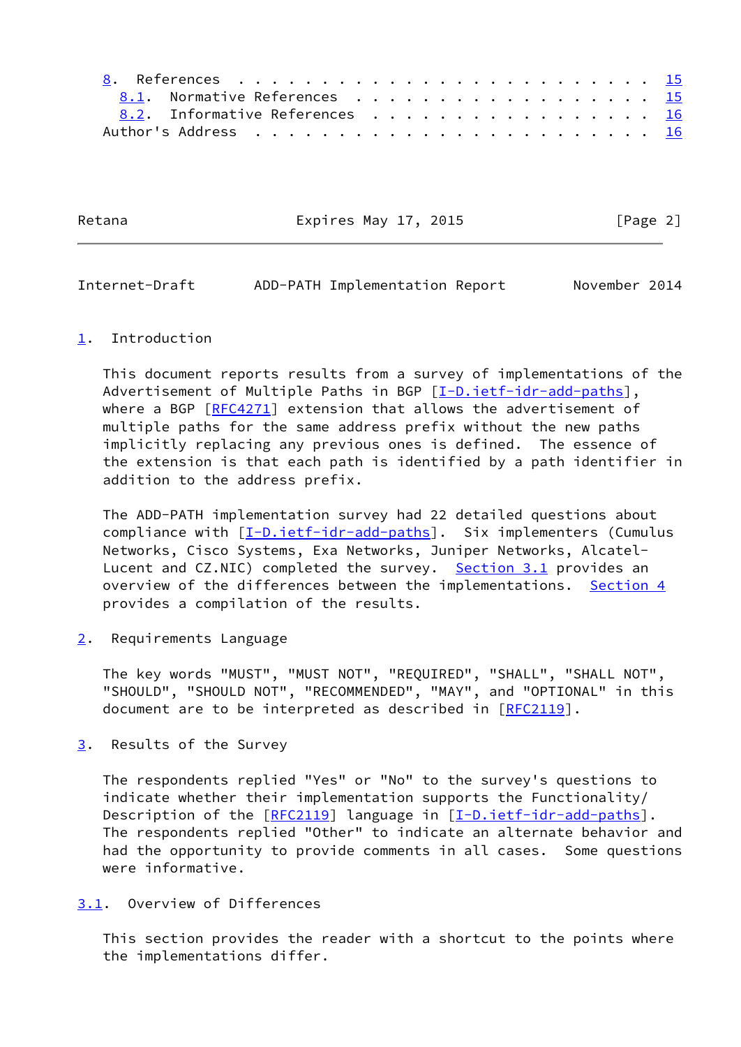8. References . . . . . . . . . . . . . . . . . . . . . . . . 15
   8.1. Normative References . . . . . . . . . . . . . . . . . . 15
   8.2. Informative References . . . . . . . . . . . . . . . . . 16
Author's Address . . . . . . . . . . . . . . . . . . . . . . . . 16

## 1. Introduction

This document reports results from a survey of implementations of the Advertisement of Multiple Paths in BGP [I-D.ietf-idr-add-paths], where a BGP [RFC4271] extension that allows the advertisement of multiple paths for the same address prefix without the new paths implicitly replacing any previous ones is defined. The essence of the extension is that each path is identified by a path identifier in addition to the address prefix.

The ADD-PATH implementation survey had 22 detailed questions about compliance with [I-D.ietf-idr-add-paths]. Six implementers (Cumulus Networks, Cisco Systems, Exa Networks, Juniper Networks, Alcatel-Lucent and CZ.NIC) completed the survey. Section 3.1 provides an overview of the differences between the implementations. Section 4 provides a compilation of the results.

## 2. Requirements Language

The key words "MUST", "MUST NOT", "REQUIRED", "SHALL", "SHALL NOT", "SHOULD", "SHOULD NOT", "RECOMMENDED", "MAY", and "OPTIONAL" in this document are to be interpreted as described in [RFC2119].

## 3. Results of the Survey

The respondents replied "Yes" or "No" to the survey's questions to indicate whether their implementation supports the Functionality/Description of the [RFC2119] language in [I-D.ietf-idr-add-paths]. The respondents replied "Other" to indicate an alternate behavior and had the opportunity to provide comments in all cases. Some questions were informative.

### 3.1. Overview of Differences

This section provides the reader with a shortcut to the points where the implementations differ.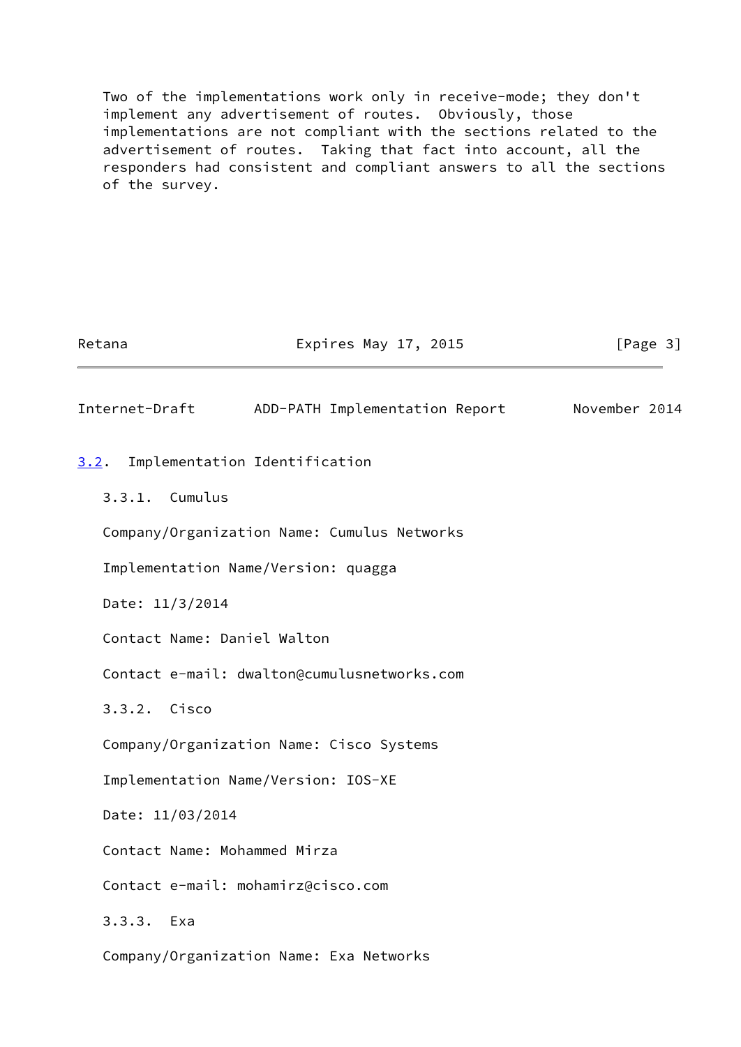Two of the implementations work only in receive-mode; they don't implement any advertisement of routes. Obviously, those implementations are not compliant with the sections related to the advertisement of routes. Taking that fact into account, all the responders had consistent and compliant answers to all the sections of the survey.

## 3.2. Implementation Identification

### 3.3.1. Cumulus

Company/Organization Name: Cumulus Networks

Implementation Name/Version: quagga

Date: 11/3/2014

Contact Name: Daniel Walton

Contact e-mail: dwalton@cumulusnetworks.com

### 3.3.2. Cisco

Company/Organization Name: Cisco Systems

Implementation Name/Version: IOS-XE

Date: 11/03/2014

Contact Name: Mohammed Mirza

Contact e-mail: mohamirz@cisco.com

### 3.3.3. Exa

Company/Organization Name: Exa Networks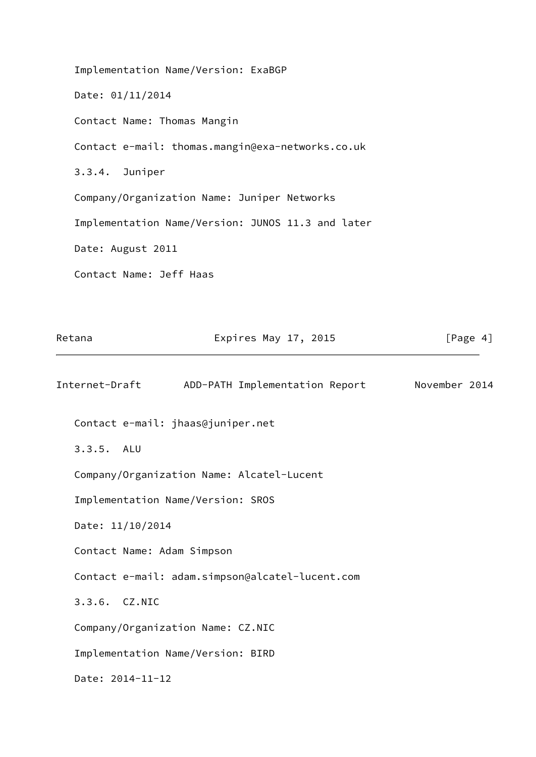Implementation Name/Version: ExaBGP

Date: 01/11/2014

Contact Name: Thomas Mangin

Contact e-mail: thomas.mangin@exa-networks.co.uk

### 3.3.4. Juniper

Company/Organization Name: Juniper Networks

Implementation Name/Version: JUNOS 11.3 and later

Date: August 2011

Contact Name: Jeff Haas

Contact e-mail: jhaas@juniper.net

### 3.3.5. ALU

Company/Organization Name: Alcatel-Lucent

Implementation Name/Version: SROS

Date: 11/10/2014

Contact Name: Adam Simpson

Contact e-mail: adam.simpson@alcatel-lucent.com

### 3.3.6. CZ.NIC

Company/Organization Name: CZ.NIC

Implementation Name/Version: BIRD

Date: 2014-11-12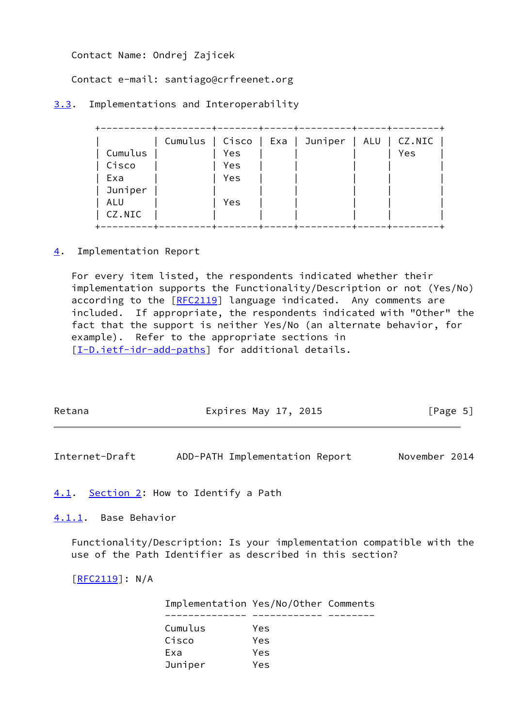Contact Name: Ondrej Zajicek

Contact e-mail: santiago@crfreenet.org

### 3.3. Implementations and Interoperability

| | Cumulus | Cisco | Exa | Juniper | ALU | CZ.NIC |
|---|---|---|---|---|---|---|
| Cumulus | | Yes | | | | Yes |
| Cisco | | Yes | | | | |
| Exa | | Yes | | | | |
| Juniper | | | | | | |
| ALU | | Yes | | | | |
| CZ.NIC | | | | | | |

## 4. Implementation Report

For every item listed, the respondents indicated whether their implementation supports the Functionality/Description or not (Yes/No) according to the [RFC2119] language indicated. Any comments are included. If appropriate, the respondents indicated with "Other" the fact that the support is neither Yes/No (an alternate behavior, for example). Refer to the appropriate sections in [I-D.ietf-idr-add-paths] for additional details.

### 4.1. Section 2: How to Identify a Path

#### 4.1.1. Base Behavior

Functionality/Description: Is your implementation compatible with the use of the Path Identifier as described in this section?

[RFC2119]: N/A

| Implementation | Yes/No/Other | Comments |
|---|---|---|
| Cumulus | Yes | |
| Cisco | Yes | |
| Exa | Yes | |
| Juniper | Yes | |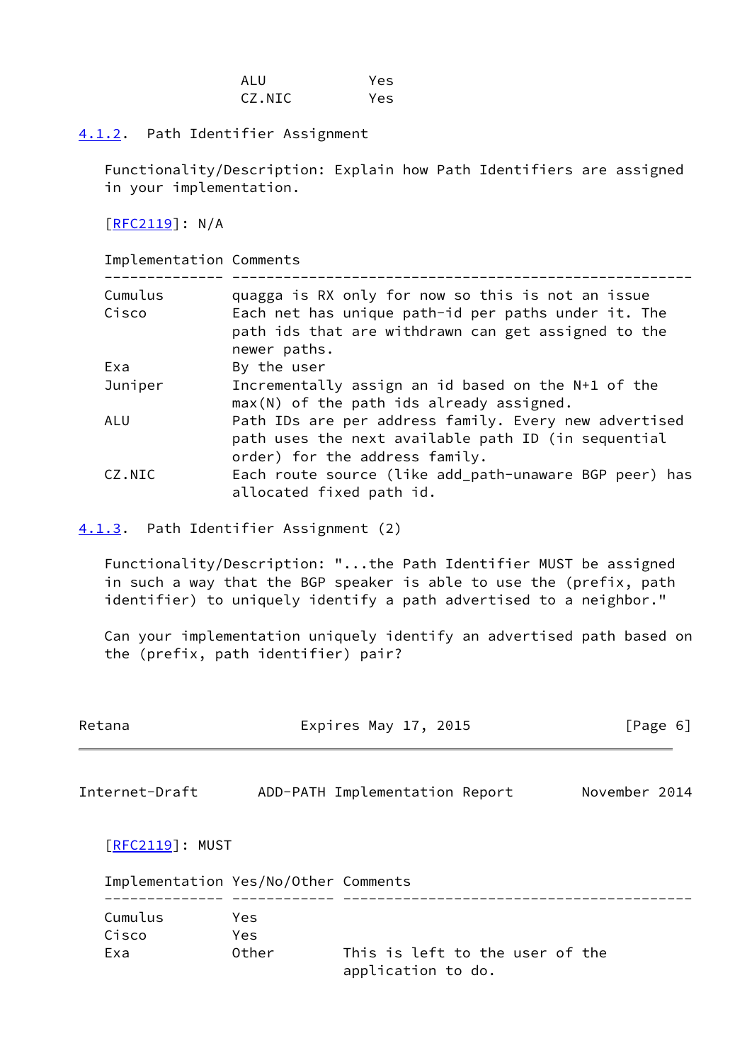| Implementation | Yes/No/Other |
| --- | --- |
| ALU | Yes |
| CZ.NIC | Yes |

### 4.1.2. Path Identifier Assignment

Functionality/Description: Explain how Path Identifiers are assigned in your implementation.

[RFC2119]: N/A

| Implementation | Comments |
| --- | --- |
| Cumulus | quagga is RX only for now so this is not an issue |
| Cisco | Each net has unique path-id per paths under it. The path ids that are withdrawn can get assigned to the newer paths. |
| Exa | By the user |
| Juniper | Incrementally assign an id based on the N+1 of the max(N) of the path ids already assigned. |
| ALU | Path IDs are per address family. Every new advertised path uses the next available path ID (in sequential order) for the address family. |
| CZ.NIC | Each route source (like add_path-unaware BGP peer) has allocated fixed path id. |

### 4.1.3. Path Identifier Assignment (2)

Functionality/Description: "...the Path Identifier MUST be assigned in such a way that the BGP speaker is able to use the (prefix, path identifier) to uniquely identify a path advertised to a neighbor."

Can your implementation uniquely identify an advertised path based on the (prefix, path identifier) pair?

[RFC2119]: MUST

| Implementation | Yes/No/Other | Comments |
| --- | --- | --- |
| Cumulus | Yes | |
| Cisco | Yes | |
| Exa | Other | This is left to the user of the application to do. |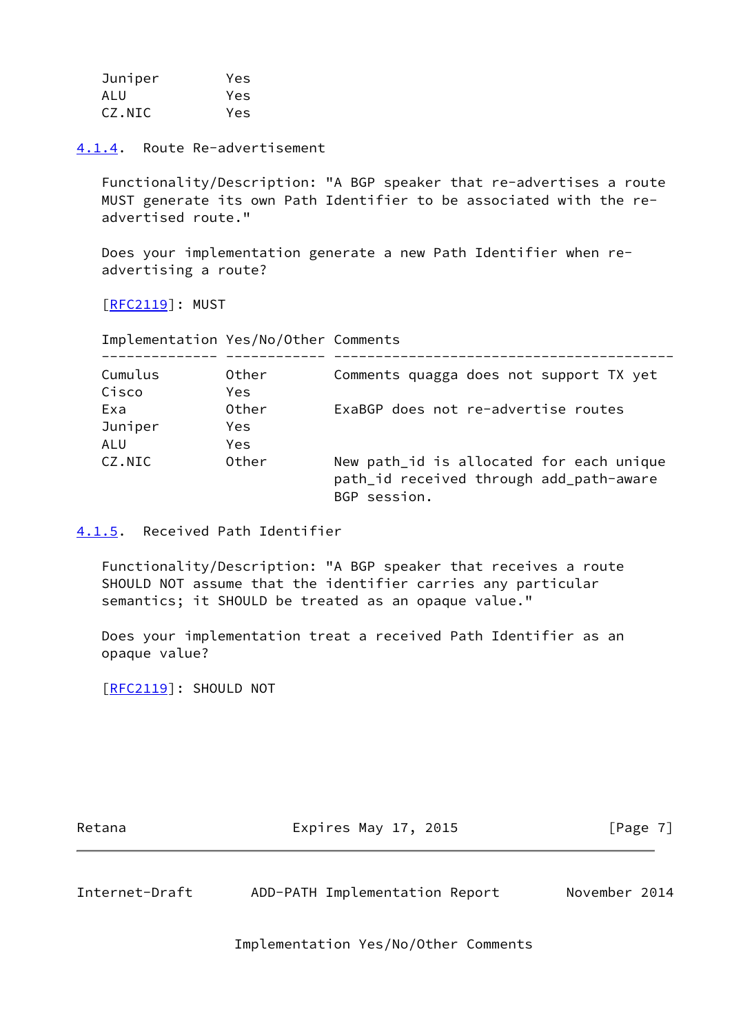| Implementation | Yes/No/Other | Comments |
| --- | --- | --- |
| Juniper | Yes | |
| ALU | Yes | |
| CZ.NIC | Yes | |

### 4.1.4. Route Re-advertisement

Functionality/Description: "A BGP speaker that re-advertises a route MUST generate its own Path Identifier to be associated with the re-advertised route."

Does your implementation generate a new Path Identifier when re-advertising a route?

[RFC2119]: MUST

| Implementation | Yes/No/Other | Comments |
| --- | --- | --- |
| Cumulus | Other | Comments quagga does not support TX yet |
| Cisco | Yes | |
| Exa | Other | ExaBGP does not re-advertise routes |
| Juniper | Yes | |
| ALU | Yes | |
| CZ.NIC | Other | New path_id is allocated for each unique path_id received through add_path-aware BGP session. |

### 4.1.5. Received Path Identifier

Functionality/Description: "A BGP speaker that receives a route SHOULD NOT assume that the identifier carries any particular semantics; it SHOULD be treated as an opaque value."

Does your implementation treat a received Path Identifier as an opaque value?

[RFC2119]: SHOULD NOT

Implementation Yes/No/Other Comments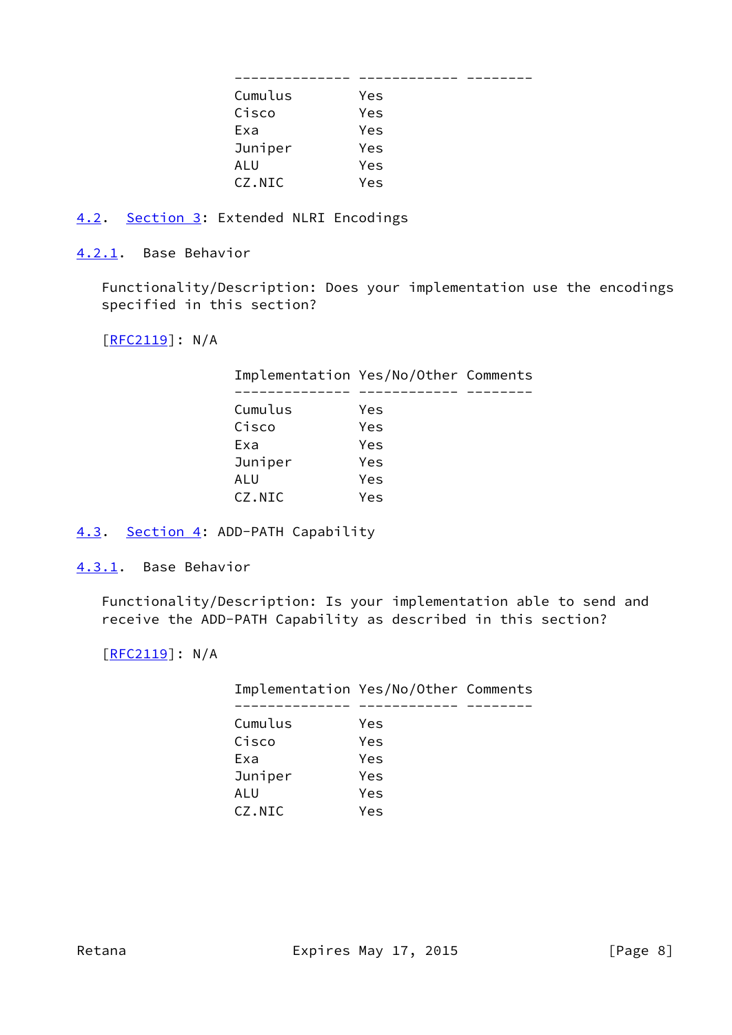| Implementation | Yes/No/Other | Comments |
|---|---|---|
| Cumulus | Yes | |
| Cisco | Yes | |
| Exa | Yes | |
| Juniper | Yes | |
| ALU | Yes | |
| CZ.NIC | Yes | |

## 4.2. Section 3: Extended NLRI Encodings

### 4.2.1. Base Behavior

Functionality/Description: Does your implementation use the encodings specified in this section?

[RFC2119]: N/A

| Implementation | Yes/No/Other | Comments |
|---|---|---|
| Cumulus | Yes | |
| Cisco | Yes | |
| Exa | Yes | |
| Juniper | Yes | |
| ALU | Yes | |
| CZ.NIC | Yes | |

## 4.3. Section 4: ADD-PATH Capability

### 4.3.1. Base Behavior

Functionality/Description: Is your implementation able to send and receive the ADD-PATH Capability as described in this section?

[RFC2119]: N/A

| Implementation | Yes/No/Other | Comments |
|---|---|---|
| Cumulus | Yes | |
| Cisco | Yes | |
| Exa | Yes | |
| Juniper | Yes | |
| ALU | Yes | |
| CZ.NIC | Yes | |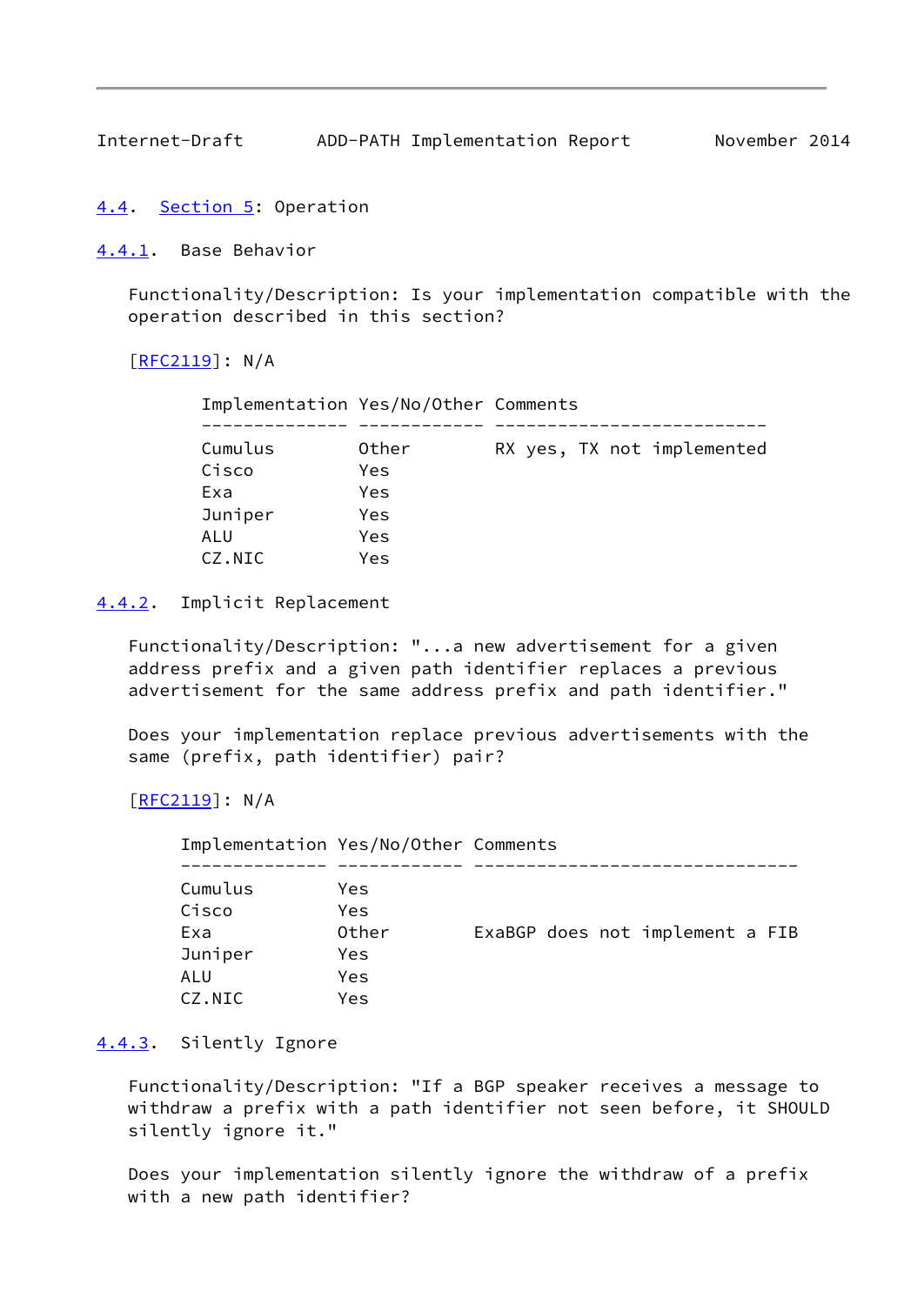## 4.4. Section 5: Operation

### 4.4.1. Base Behavior

Functionality/Description: Is your implementation compatible with the operation described in this section?

[RFC2119]: N/A

| Implementation | Yes/No/Other | Comments |
| --- | --- | --- |
| Cumulus | Other | RX yes, TX not implemented |
| Cisco | Yes | |
| Exa | Yes | |
| Juniper | Yes | |
| ALU | Yes | |
| CZ.NIC | Yes | |

### 4.4.2. Implicit Replacement

Functionality/Description: "...a new advertisement for a given address prefix and a given path identifier replaces a previous advertisement for the same address prefix and path identifier."

Does your implementation replace previous advertisements with the same (prefix, path identifier) pair?

[RFC2119]: N/A

| Implementation | Yes/No/Other | Comments |
| --- | --- | --- |
| Cumulus | Yes | |
| Cisco | Yes | |
| Exa | Other | ExaBGP does not implement a FIB |
| Juniper | Yes | |
| ALU | Yes | |
| CZ.NIC | Yes | |

### 4.4.3. Silently Ignore

Functionality/Description: "If a BGP speaker receives a message to withdraw a prefix with a path identifier not seen before, it SHOULD silently ignore it."

Does your implementation silently ignore the withdraw of a prefix with a new path identifier?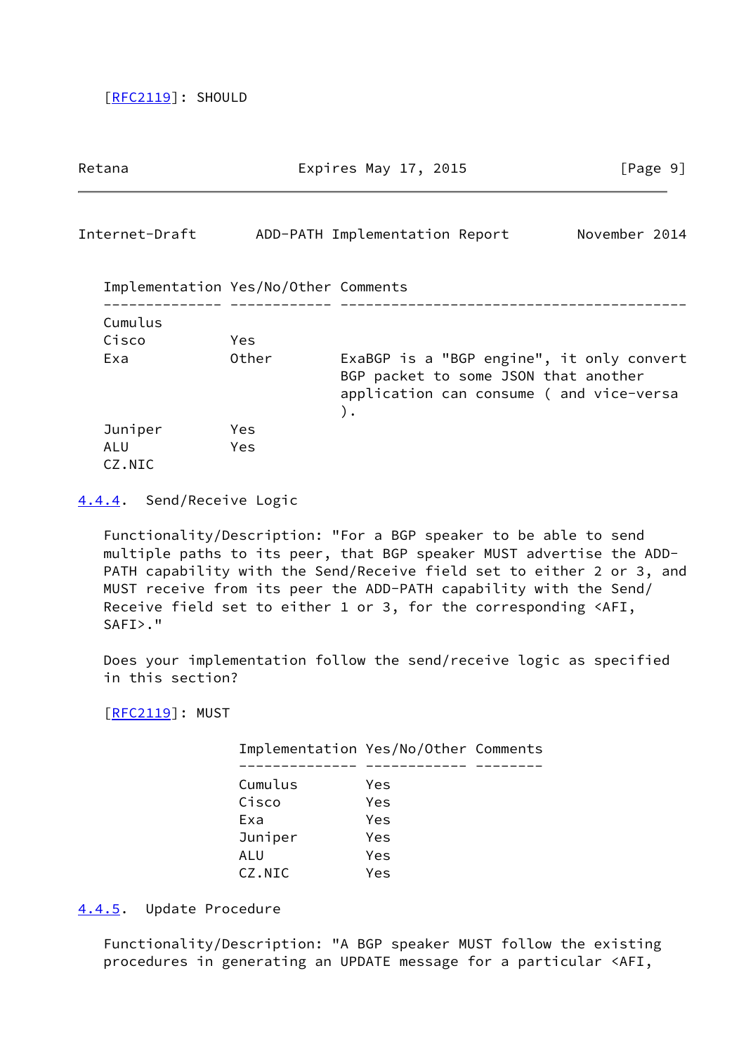[RFC2119]: SHOULD

| Implementation | Yes/No/Other | Comments |
|---|---|---|
| Cumulus | | |
| Cisco | Yes | |
| Exa | Other | ExaBGP is a "BGP engine", it only convert BGP packet to some JSON that another application can consume ( and vice-versa ). |
| Juniper | Yes | |
| ALU | Yes | |
| CZ.NIC | | |

#### 4.4.4. Send/Receive Logic

Functionality/Description: "For a BGP speaker to be able to send multiple paths to its peer, that BGP speaker MUST advertise the ADD-PATH capability with the Send/Receive field set to either 2 or 3, and MUST receive from its peer the ADD-PATH capability with the Send/Receive field set to either 1 or 3, for the corresponding <AFI, SAFI>."

Does your implementation follow the send/receive logic as specified in this section?

[RFC2119]: MUST

| Implementation | Yes/No/Other | Comments |
|---|---|---|
| Cumulus | Yes | |
| Cisco | Yes | |
| Exa | Yes | |
| Juniper | Yes | |
| ALU | Yes | |
| CZ.NIC | Yes | |

#### 4.4.5. Update Procedure

Functionality/Description: "A BGP speaker MUST follow the existing procedures in generating an UPDATE message for a particular <AFI,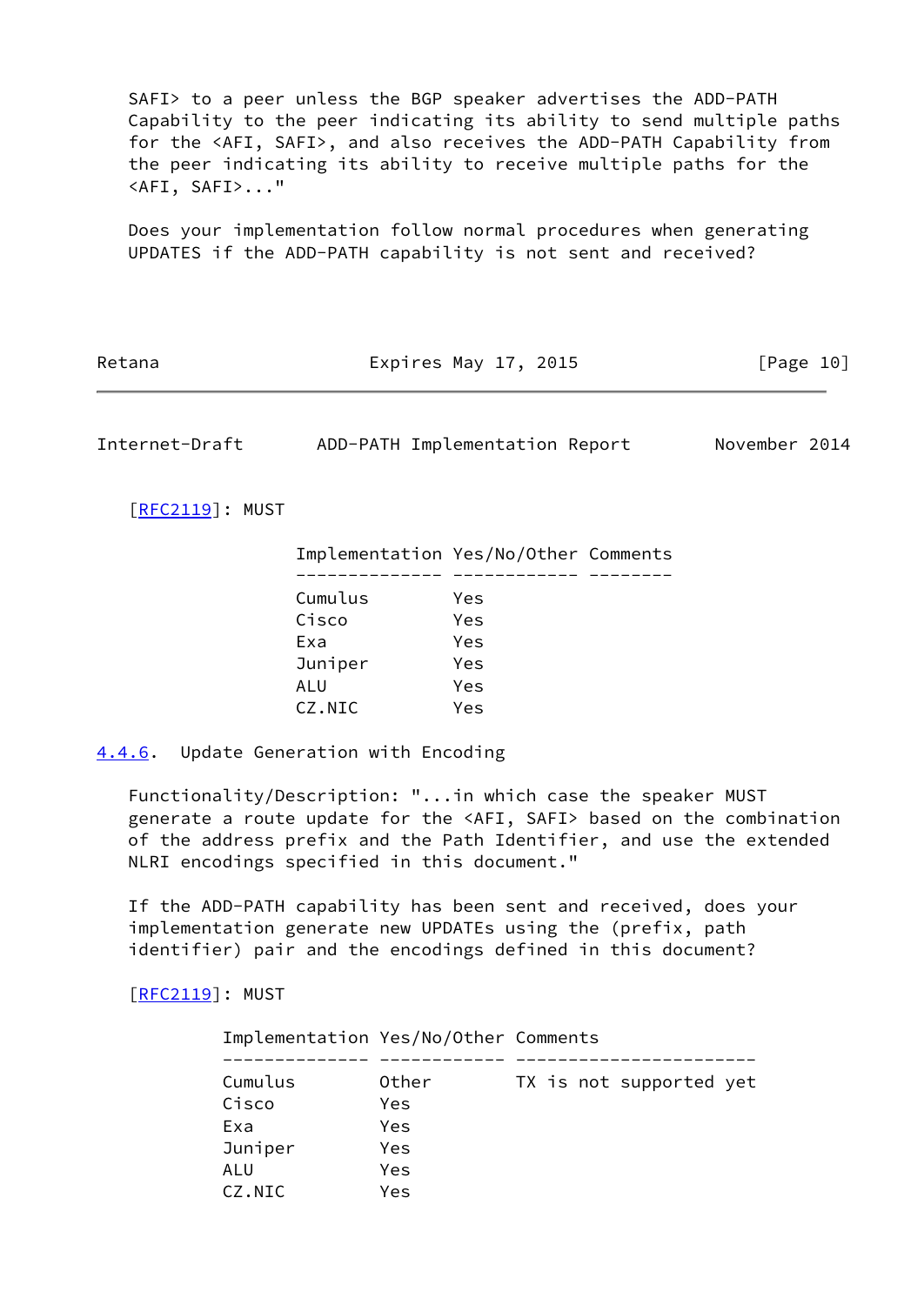SAFI> to a peer unless the BGP speaker advertises the ADD-PATH Capability to the peer indicating its ability to send multiple paths for the <AFI, SAFI>, and also receives the ADD-PATH Capability from the peer indicating its ability to receive multiple paths for the <AFI, SAFI>..."

Does your implementation follow normal procedures when generating UPDATES if the ADD-PATH capability is not sent and received?

[RFC2119]: MUST

| Implementation | Yes/No/Other | Comments |
| --- | --- | --- |
| Cumulus | Yes | |
| Cisco | Yes | |
| Exa | Yes | |
| Juniper | Yes | |
| ALU | Yes | |
| CZ.NIC | Yes | |

### 4.4.6. Update Generation with Encoding

Functionality/Description: "...in which case the speaker MUST generate a route update for the <AFI, SAFI> based on the combination of the address prefix and the Path Identifier, and use the extended NLRI encodings specified in this document."

If the ADD-PATH capability has been sent and received, does your implementation generate new UPDATEs using the (prefix, path identifier) pair and the encodings defined in this document?

[RFC2119]: MUST

| Implementation | Yes/No/Other | Comments |
| --- | --- | --- |
| Cumulus | Other | TX is not supported yet |
| Cisco | Yes | |
| Exa | Yes | |
| Juniper | Yes | |
| ALU | Yes | |
| CZ.NIC | Yes | |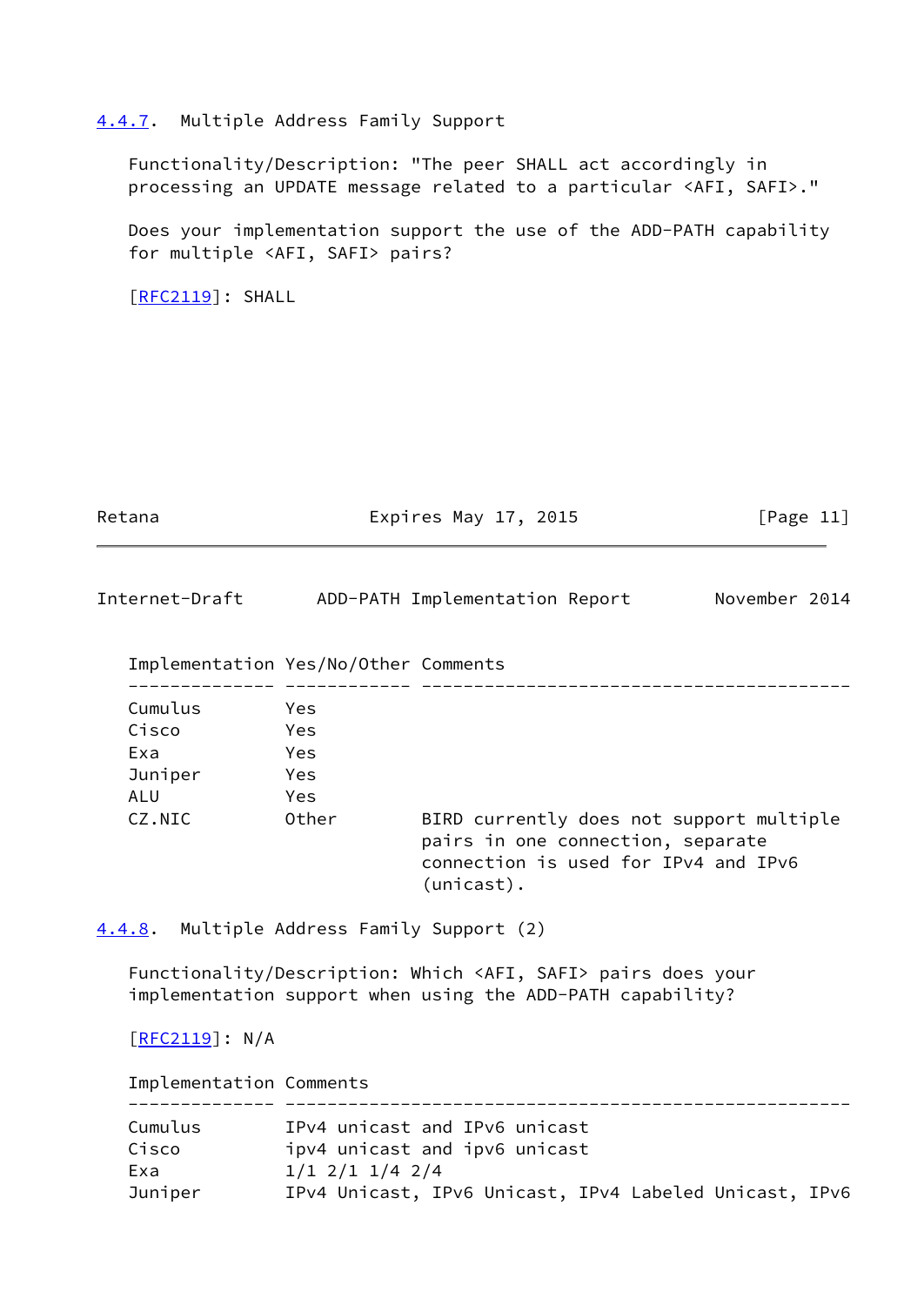### 4.4.7. Multiple Address Family Support

Functionality/Description: "The peer SHALL act accordingly in processing an UPDATE message related to a particular <AFI, SAFI>."

Does your implementation support the use of the ADD-PATH capability for multiple <AFI, SAFI> pairs?

[RFC2119]: SHALL

| Implementation | Yes/No/Other | Comments |
|---|---|---|
| Cumulus | Yes | |
| Cisco | Yes | |
| Exa | Yes | |
| Juniper | Yes | |
| ALU | Yes | |
| CZ.NIC | Other | BIRD currently does not support multiple pairs in one connection, separate connection is used for IPv4 and IPv6 (unicast). |

### 4.4.8. Multiple Address Family Support (2)

Functionality/Description: Which <AFI, SAFI> pairs does your implementation support when using the ADD-PATH capability?

[RFC2119]: N/A

| Implementation | Comments |
|---|---|
| Cumulus | IPv4 unicast and IPv6 unicast |
| Cisco | ipv4 unicast and ipv6 unicast |
| Exa | 1/1 2/1 1/4 2/4 |
| Juniper | IPv4 Unicast, IPv6 Unicast, IPv4 Labeled Unicast, IPv6 |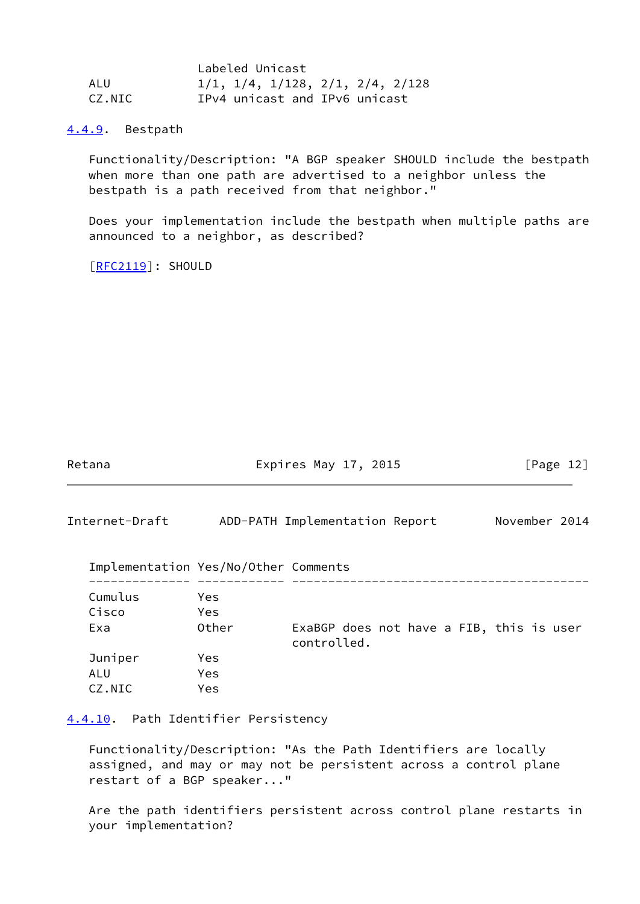| | Labeled Unicast |
|---|---|
| ALU | 1/1, 1/4, 1/128, 2/1, 2/4, 2/128 |
| CZ.NIC | IPv4 unicast and IPv6 unicast |

### 4.4.9. Bestpath

Functionality/Description: "A BGP speaker SHOULD include the bestpath when more than one path are advertised to a neighbor unless the bestpath is a path received from that neighbor."

Does your implementation include the bestpath when multiple paths are announced to a neighbor, as described?

[RFC2119]: SHOULD

| Implementation | Yes/No/Other | Comments |
|---|---|---|
| Cumulus | Yes | |
| Cisco | Yes | |
| Exa | Other | ExaBGP does not have a FIB, this is user controlled. |
| Juniper | Yes | |
| ALU | Yes | |
| CZ.NIC | Yes | |

### 4.4.10. Path Identifier Persistency

Functionality/Description: "As the Path Identifiers are locally assigned, and may or may not be persistent across a control plane restart of a BGP speaker..."

Are the path identifiers persistent across control plane restarts in your implementation?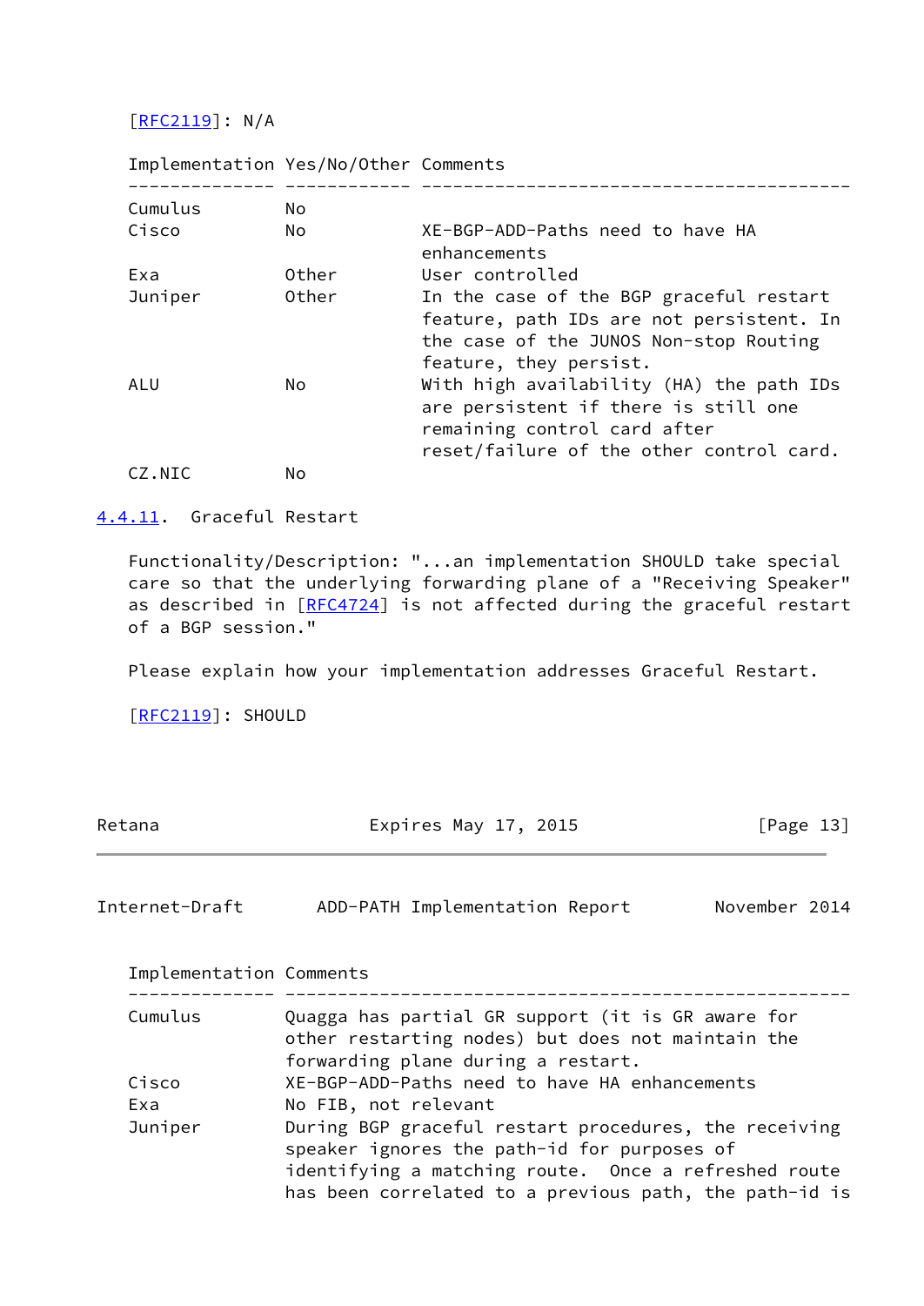[RFC2119]: N/A

| Implementation | Yes/No/Other | Comments |
|---|---|---|
| Cumulus | No | |
| Cisco | No | XE-BGP-ADD-Paths need to have HA enhancements |
| Exa | Other | User controlled |
| Juniper | Other | In the case of the BGP graceful restart feature, path IDs are not persistent. In the case of the JUNOS Non-stop Routing feature, they persist. |
| ALU | No | With high availability (HA) the path IDs are persistent if there is still one remaining control card after reset/failure of the other control card. |
| CZ.NIC | No | |

### 4.4.11. Graceful Restart

Functionality/Description: "...an implementation SHOULD take special care so that the underlying forwarding plane of a "Receiving Speaker" as described in [RFC4724] is not affected during the graceful restart of a BGP session."

Please explain how your implementation addresses Graceful Restart.

[RFC2119]: SHOULD

| Implementation | Comments |
|---|---|
| Cumulus | Quagga has partial GR support (it is GR aware for other restarting nodes) but does not maintain the forwarding plane during a restart. |
| Cisco | XE-BGP-ADD-Paths need to have HA enhancements |
| Exa | No FIB, not relevant |
| Juniper | During BGP graceful restart procedures, the receiving speaker ignores the path-id for purposes of identifying a matching route. Once a refreshed route has been correlated to a previous path, the path-id is |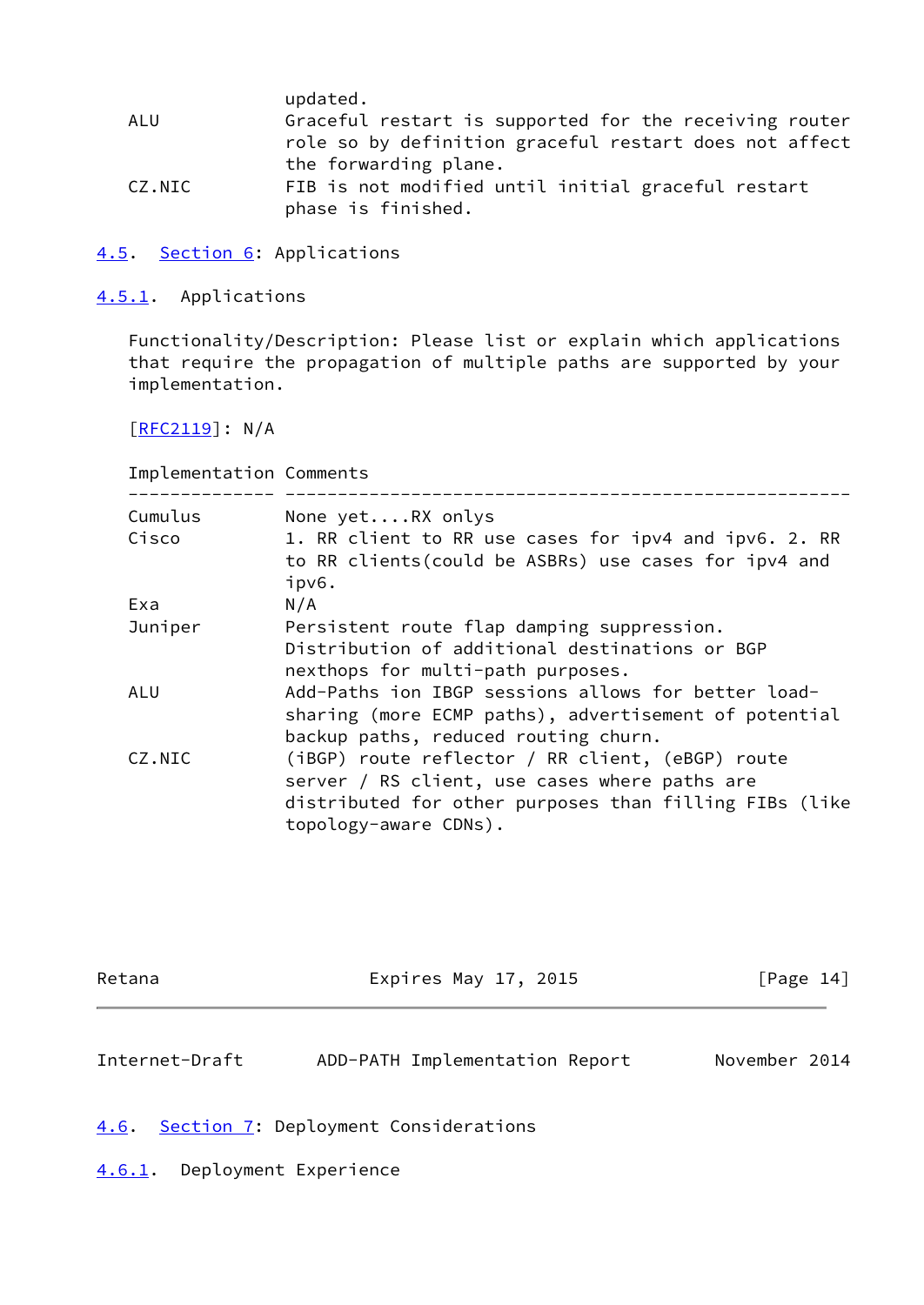| Implementation | Comments |
| --- | --- |
| | updated. |
| ALU | Graceful restart is supported for the receiving router role so by definition graceful restart does not affect the forwarding plane. |
| CZ.NIC | FIB is not modified until initial graceful restart phase is finished. |

## 4.5. Section 6: Applications

### 4.5.1. Applications

Functionality/Description: Please list or explain which applications that require the propagation of multiple paths are supported by your implementation.

[RFC2119]: N/A

| Implementation | Comments |
| --- | --- |
| Cumulus | None yet....RX onlys |
| Cisco | 1. RR client to RR use cases for ipv4 and ipv6. 2. RR to RR clients(could be ASBRs) use cases for ipv4 and ipv6. |
| Exa | N/A |
| Juniper | Persistent route flap damping suppression. Distribution of additional destinations or BGP nexthops for multi-path purposes. |
| ALU | Add-Paths ion IBGP sessions allows for better load-sharing (more ECMP paths), advertisement of potential backup paths, reduced routing churn. |
| CZ.NIC | (iBGP) route reflector / RR client, (eBGP) route server / RS client, use cases where paths are distributed for other purposes than filling FIBs (like topology-aware CDNs). |

## 4.6. Section 7: Deployment Considerations

### 4.6.1. Deployment Experience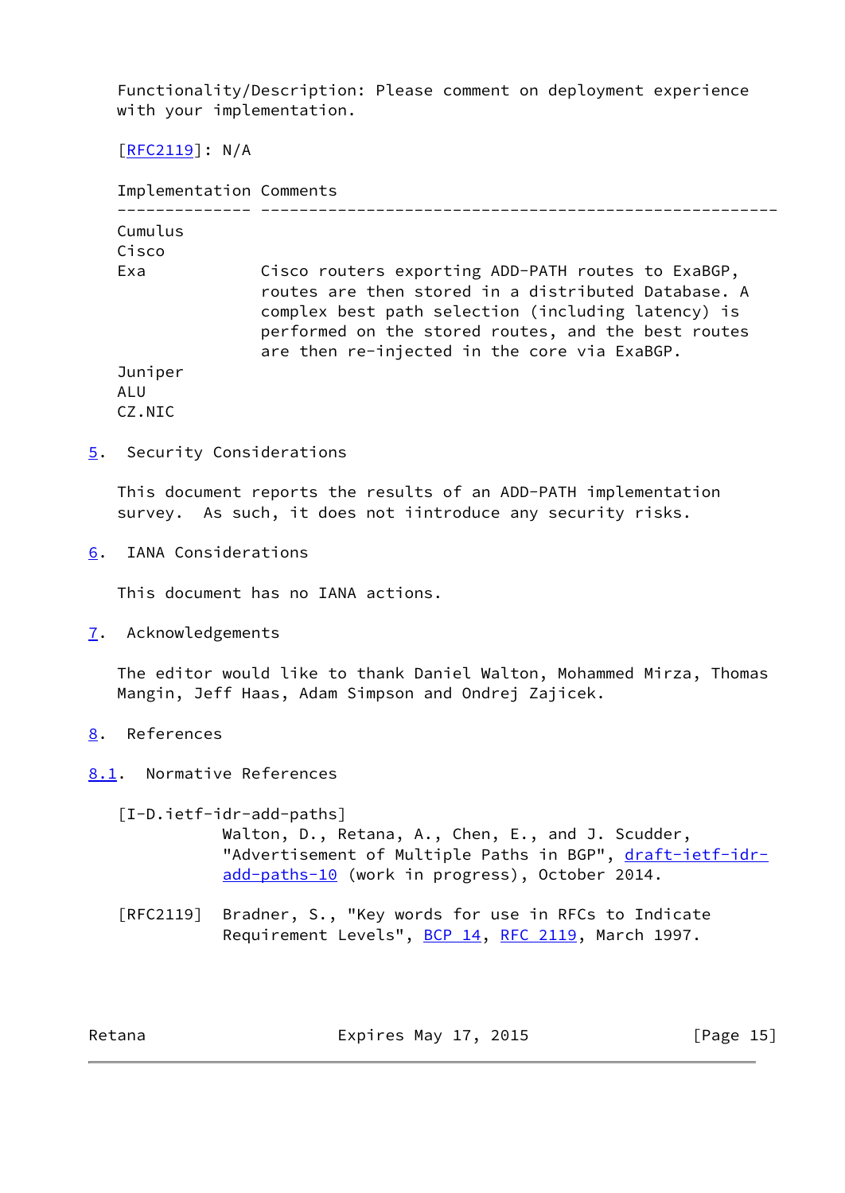Functionality/Description: Please comment on deployment experience with your implementation.

[RFC2119]: N/A

| Implementation | Comments |
|---|---|
| Cumulus | |
| Cisco | |
| Exa | Cisco routers exporting ADD-PATH routes to ExaBGP, routes are then stored in a distributed Database. A complex best path selection (including latency) is performed on the stored routes, and the best routes are then re-injected in the core via ExaBGP. |
| Juniper | |
| ALU | |
| CZ.NIC | |

## 5. Security Considerations

This document reports the results of an ADD-PATH implementation survey. As such, it does not iintroduce any security risks.

## 6. IANA Considerations

This document has no IANA actions.

## 7. Acknowledgements

The editor would like to thank Daniel Walton, Mohammed Mirza, Thomas Mangin, Jeff Haas, Adam Simpson and Ondrej Zajicek.

## 8. References

### 8.1. Normative References

[I-D.ietf-idr-add-paths]
Walton, D., Retana, A., Chen, E., and J. Scudder, "Advertisement of Multiple Paths in BGP", draft-ietf-idr-add-paths-10 (work in progress), October 2014.

[RFC2119] Bradner, S., "Key words for use in RFCs to Indicate Requirement Levels", BCP 14, RFC 2119, March 1997.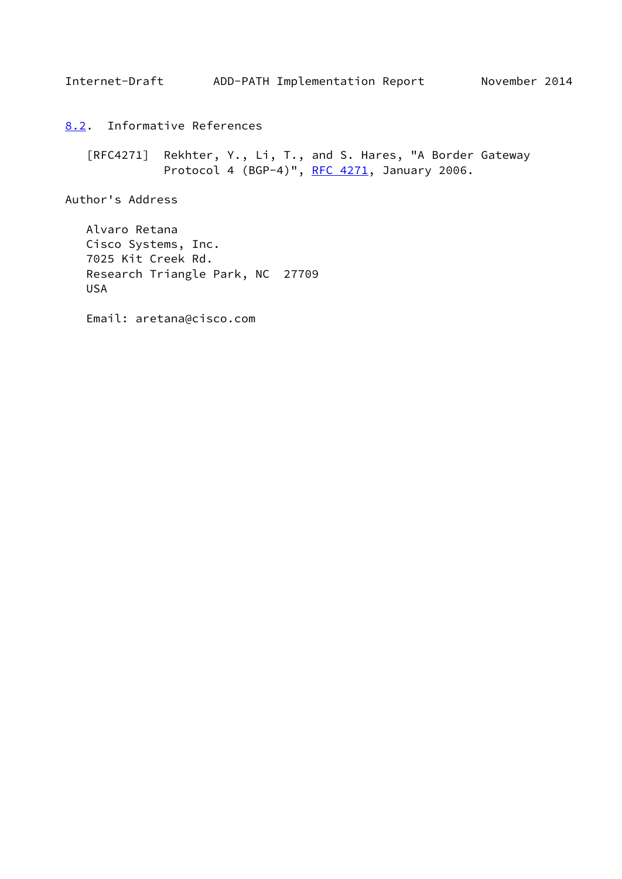### 8.2. Informative References

[RFC4271] Rekhter, Y., Li, T., and S. Hares, "A Border Gateway Protocol 4 (BGP-4)", RFC 4271, January 2006.

## Author's Address

Alvaro Retana  
Cisco Systems, Inc.  
7025 Kit Creek Rd.  
Research Triangle Park, NC 27709  
USA

Email: aretana@cisco.com